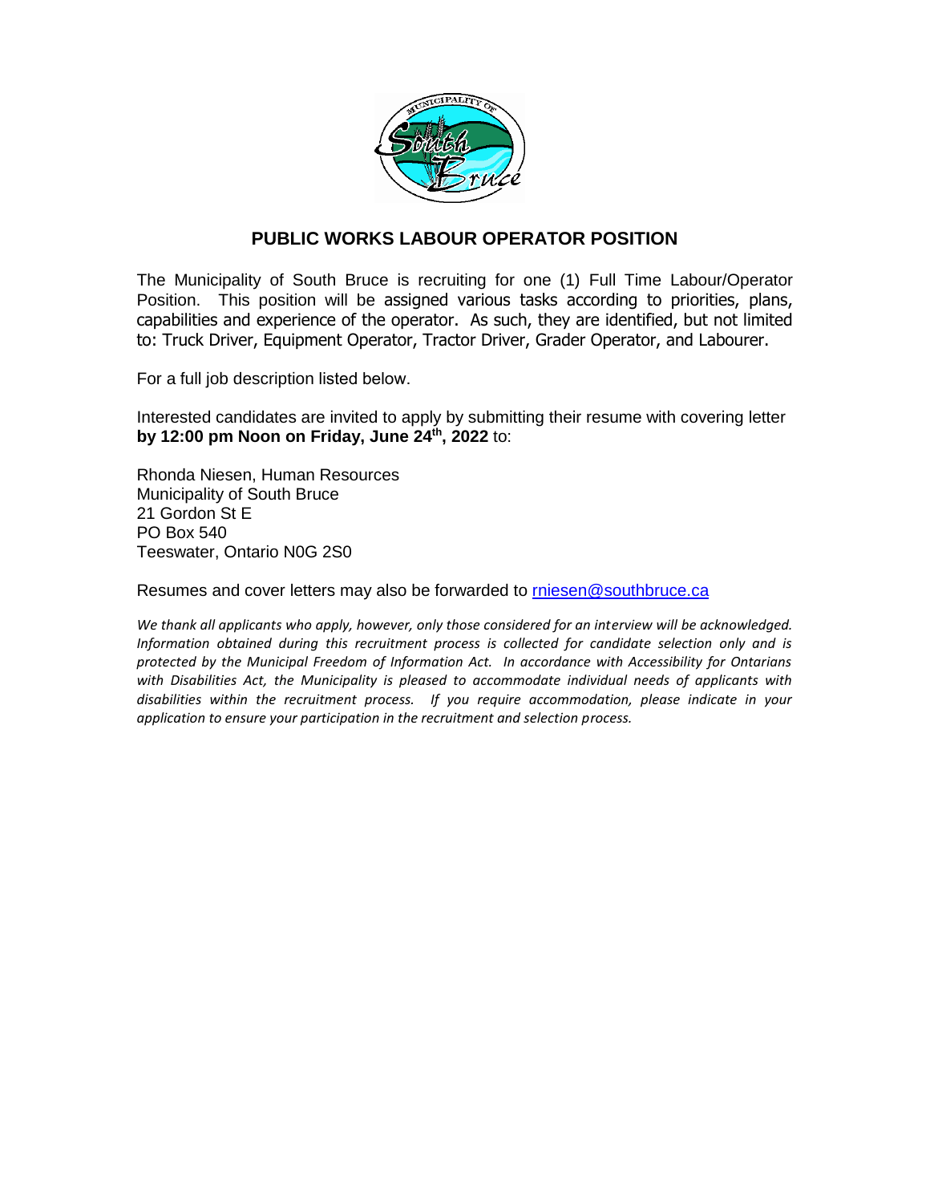# PUBLIC WORKS LABOUR OPERATOR POSITION

The Municipality of South Bruce is recruiting for one (1) Full Time Labour/Operator Position. This position will be assigned various tasks according to priorities, plans, capabilities and experience of the operator. As such, they are identified, but not limited to: Truck Driver, Equipment Operator, Tractor Driver, Grader Operator, and Labourer.

For a full job description listed below.

Interested candidates are invited to apply by submitting their resume with covering letter **by 12:00 pm Noon on Friday, June 24th, 2022** to:

Rhonda Niesen, Human Resources
Municipality of South Bruce
21 Gordon St E
PO Box 540
Teeswater, Ontario N0G 2S0

Resumes and cover letters may also be forwarded to rniesen@southbruce.ca

*We thank all applicants who apply, however, only those considered for an interview will be acknowledged. Information obtained during this recruitment process is collected for candidate selection only and is protected by the Municipal Freedom of Information Act. In accordance with Accessibility for Ontarians with Disabilities Act, the Municipality is pleased to accommodate individual needs of applicants with disabilities within the recruitment process. If you require accommodation, please indicate in your application to ensure your participation in the recruitment and selection process.*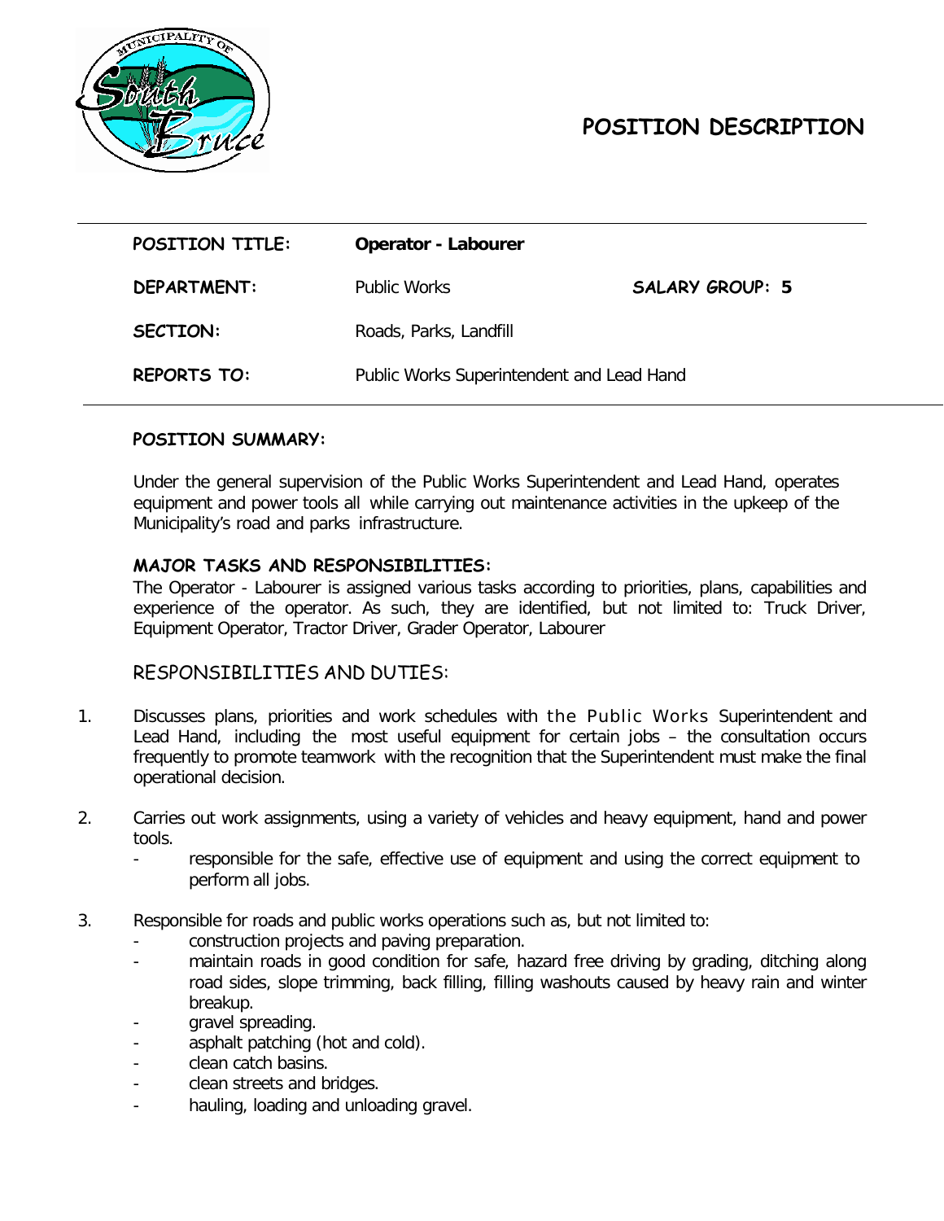# POSITION DESCRIPTION

| | | |
|---|---|---|
| **POSITION TITLE:** | **Operator - Labourer** | |
| **DEPARTMENT:** | Public Works | **SALARY GROUP: 5** |
| **SECTION:** | Roads, Parks, Landfill | |
| **REPORTS TO:** | Public Works Superintendent and Lead Hand | |

## POSITION SUMMARY:

Under the general supervision of the Public Works Superintendent and Lead Hand, operates equipment and power tools all while carrying out maintenance activities in the upkeep of the Municipality's road and parks infrastructure.

## MAJOR TASKS AND RESPONSIBILITIES:

The Operator - Labourer is assigned various tasks according to priorities, plans, capabilities and experience of the operator. As such, they are identified, but not limited to: Truck Driver, Equipment Operator, Tractor Driver, Grader Operator, Labourer

## RESPONSIBILITIES AND DUTIES:

1. Discusses plans, priorities and work schedules with the Public Works Superintendent and Lead Hand, including the most useful equipment for certain jobs – the consultation occurs frequently to promote teamwork with the recognition that the Superintendent must make the final operational decision.

2. Carries out work assignments, using a variety of vehicles and heavy equipment, hand and power tools.
   - responsible for the safe, effective use of equipment and using the correct equipment to perform all jobs.

3. Responsible for roads and public works operations such as, but not limited to:
   - construction projects and paving preparation.
   - maintain roads in good condition for safe, hazard free driving by grading, ditching along road sides, slope trimming, back filling, filling washouts caused by heavy rain and winter breakup.
   - gravel spreading.
   - asphalt patching (hot and cold).
   - clean catch basins.
   - clean streets and bridges.
   - hauling, loading and unloading gravel.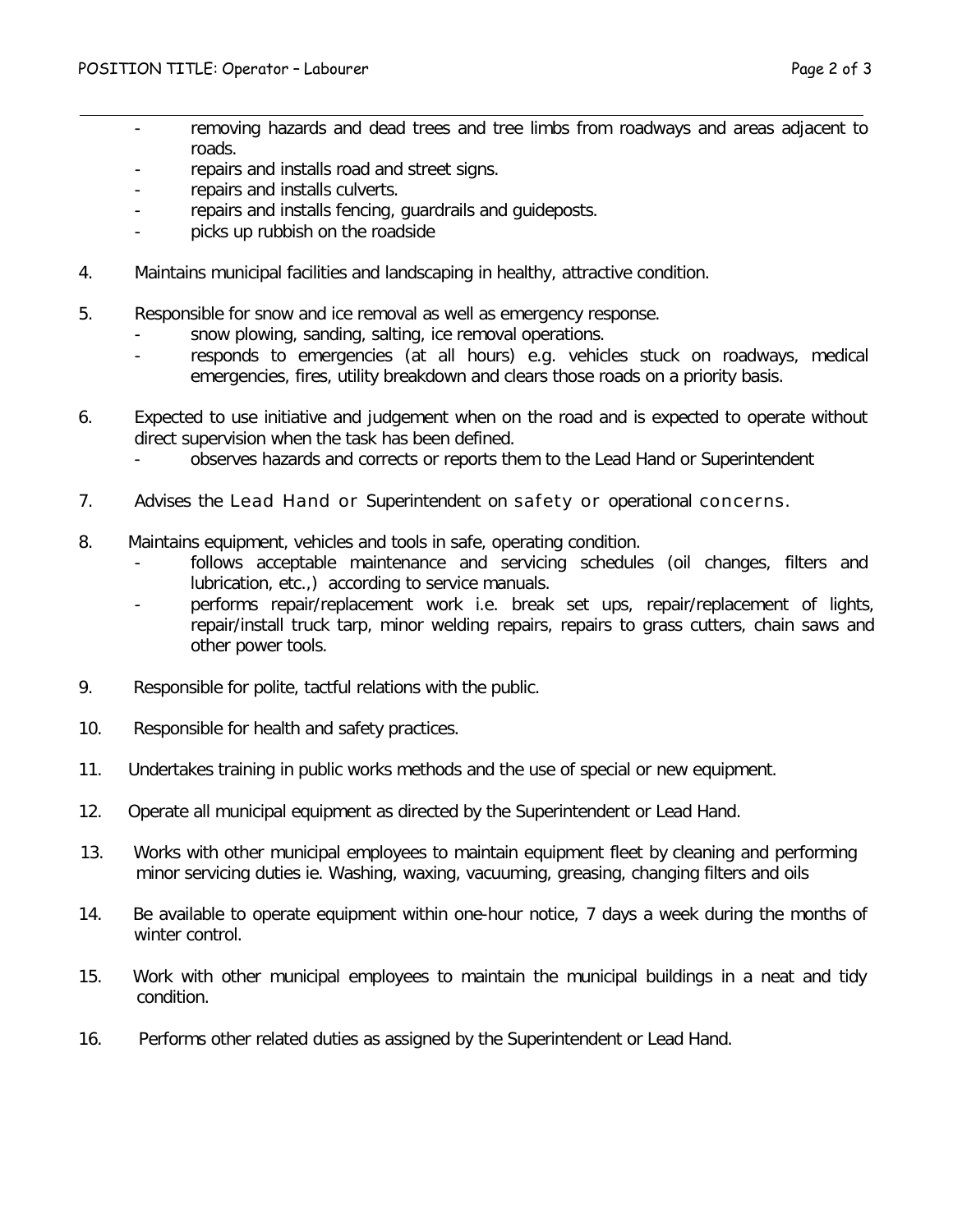- removing hazards and dead trees and tree limbs from roadways and areas adjacent to roads.
- repairs and installs road and street signs.
- repairs and installs culverts.
- repairs and installs fencing, guardrails and guideposts.
- picks up rubbish on the roadside

4. Maintains municipal facilities and landscaping in healthy, attractive condition.

5. Responsible for snow and ice removal as well as emergency response.
   - snow plowing, sanding, salting, ice removal operations.
   - responds to emergencies (at all hours) e.g. vehicles stuck on roadways, medical emergencies, fires, utility breakdown and clears those roads on a priority basis.

6. Expected to use initiative and judgement when on the road and is expected to operate without direct supervision when the task has been defined.
   - observes hazards and corrects or reports them to the Lead Hand or Superintendent

7. Advises the Lead Hand or Superintendent on safety or operational concerns.

8. Maintains equipment, vehicles and tools in safe, operating condition.
   - follows acceptable maintenance and servicing schedules (oil changes, filters and lubrication, etc.,) according to service manuals.
   - performs repair/replacement work i.e. break set ups, repair/replacement of lights, repair/install truck tarp, minor welding repairs, repairs to grass cutters, chain saws and other power tools.

9. Responsible for polite, tactful relations with the public.

10. Responsible for health and safety practices.

11. Undertakes training in public works methods and the use of special or new equipment.

12. Operate all municipal equipment as directed by the Superintendent or Lead Hand.

13. Works with other municipal employees to maintain equipment fleet by cleaning and performing minor servicing duties ie. Washing, waxing, vacuuming, greasing, changing filters and oils

14. Be available to operate equipment within one-hour notice, 7 days a week during the months of winter control.

15. Work with other municipal employees to maintain the municipal buildings in a neat and tidy condition.

16. Performs other related duties as assigned by the Superintendent or Lead Hand.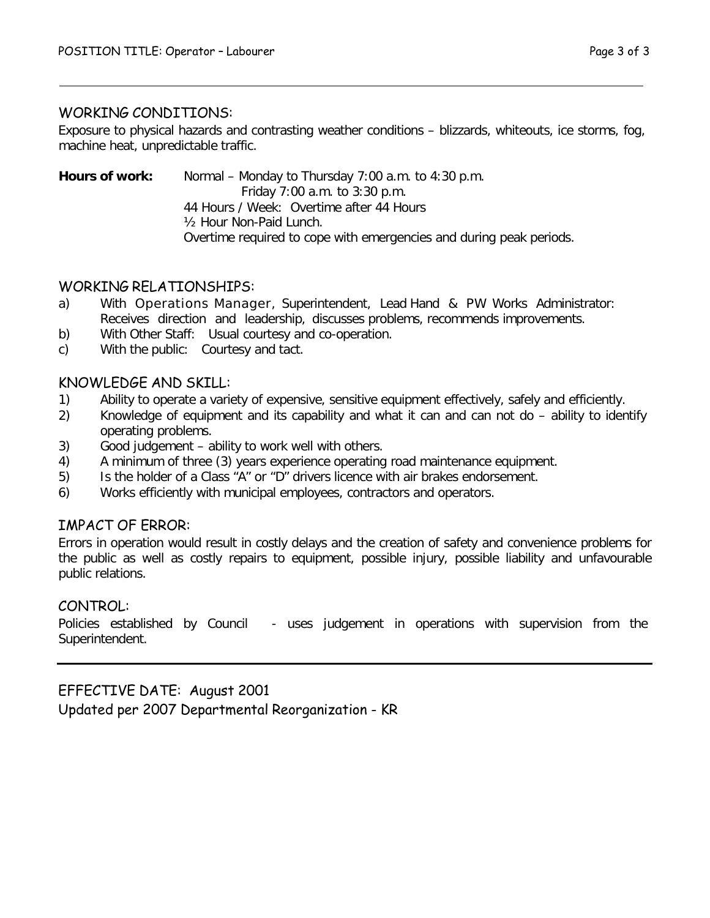## WORKING CONDITIONS:

Exposure to physical hazards and contrasting weather conditions – blizzards, whiteouts, ice storms, fog, machine heat, unpredictable traffic.

**Hours of work:** Normal – Monday to Thursday 7:00 a.m. to 4:30 p.m.
Friday 7:00 a.m. to 3:30 p.m.
44 Hours / Week: Overtime after 44 Hours
½ Hour Non-Paid Lunch.
Overtime required to cope with emergencies and during peak periods.

## WORKING RELATIONSHIPS:

a) With Operations Manager, Superintendent, Lead Hand & PW Works Administrator: Receives direction and leadership, discusses problems, recommends improvements.
b) With Other Staff: Usual courtesy and co-operation.
c) With the public: Courtesy and tact.

## KNOWLEDGE AND SKILL:

1) Ability to operate a variety of expensive, sensitive equipment effectively, safely and efficiently.
2) Knowledge of equipment and its capability and what it can and can not do – ability to identify operating problems.
3) Good judgement – ability to work well with others.
4) A minimum of three (3) years experience operating road maintenance equipment.
5) Is the holder of a Class "A" or "D" drivers licence with air brakes endorsement.
6) Works efficiently with municipal employees, contractors and operators.

## IMPACT OF ERROR:

Errors in operation would result in costly delays and the creation of safety and convenience problems for the public as well as costly repairs to equipment, possible injury, possible liability and unfavourable public relations.

## CONTROL:

Policies established by Council - uses judgement in operations with supervision from the Superintendent.

---

EFFECTIVE DATE: August 2001
Updated per 2007 Departmental Reorganization - KR